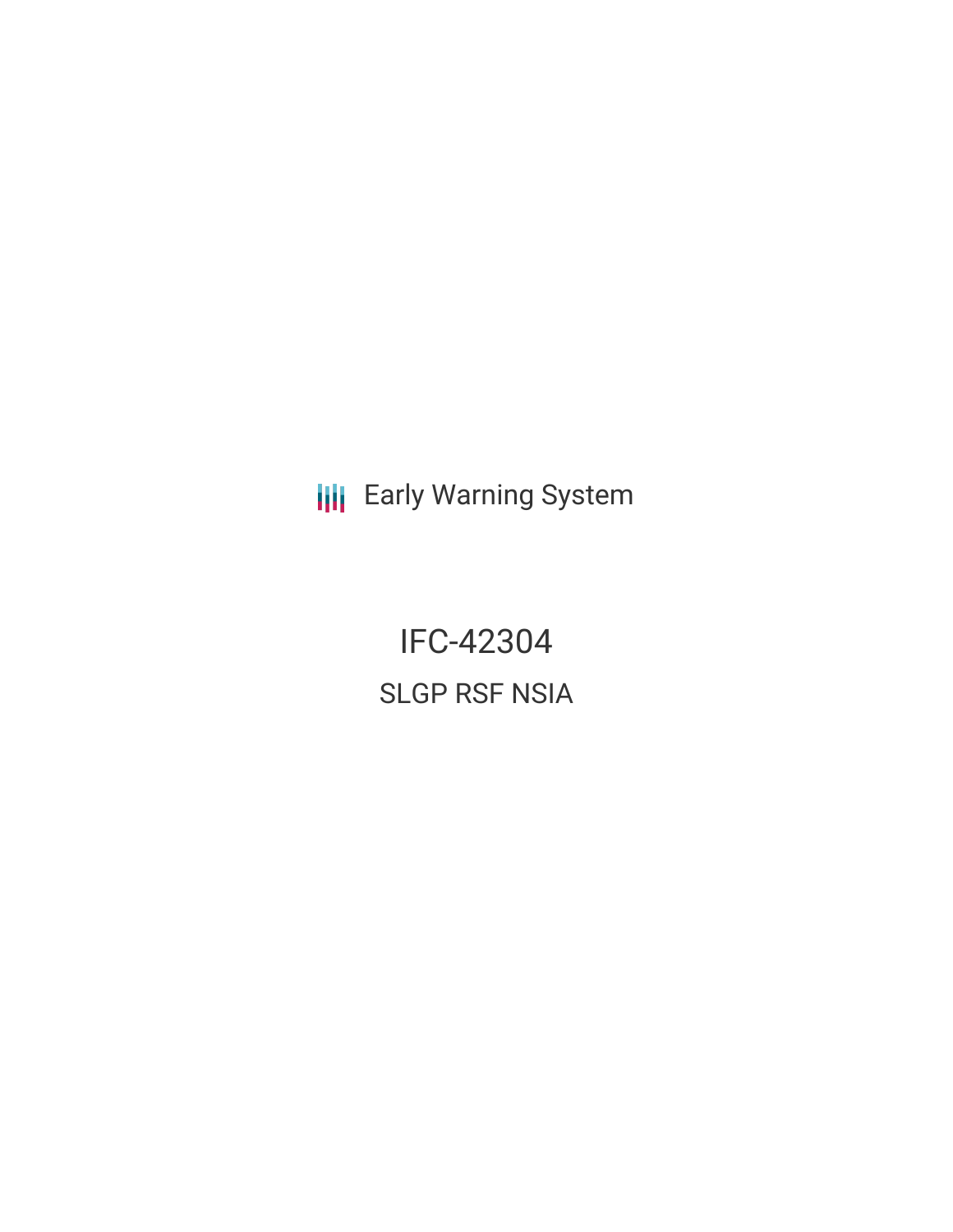Early Warning System

# IFC-42304

## SLGP RSF NSIA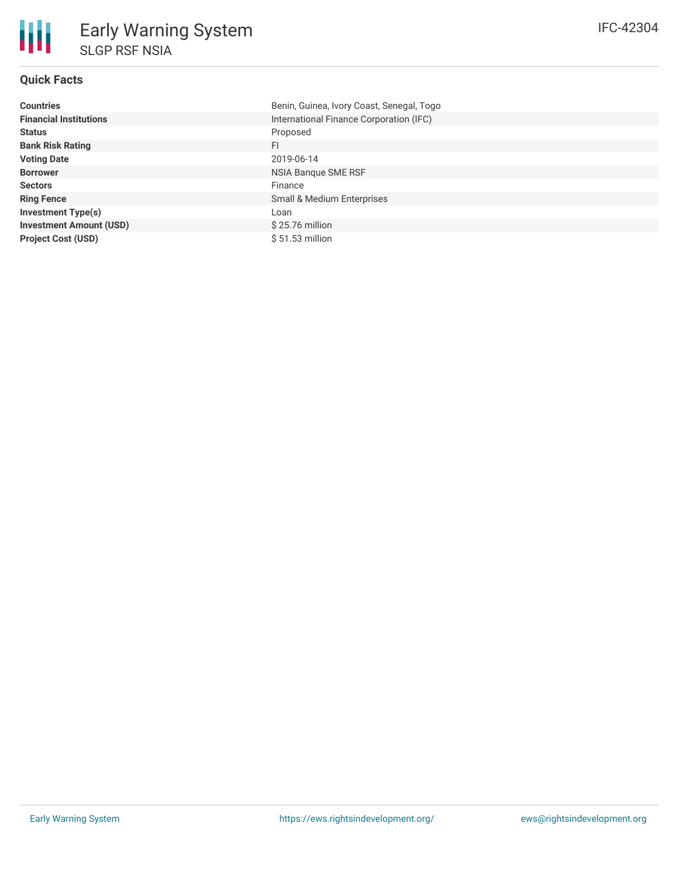# Early Warning System

## SLGP RSF NSIA

IFC-42304

### Quick Facts

| | |
|---|---|
| **Countries** | Benin, Guinea, Ivory Coast, Senegal, Togo |
| **Financial Institutions** | International Finance Corporation (IFC) |
| **Status** | Proposed |
| **Bank Risk Rating** | FI |
| **Voting Date** | 2019-06-14 |
| **Borrower** | NSIA Banque SME RSF |
| **Sectors** | Finance |
| **Ring Fence** | Small & Medium Enterprises |
| **Investment Type(s)** | Loan |
| **Investment Amount (USD)** | $ 25.76 million |
| **Project Cost (USD)** | $ 51.53 million |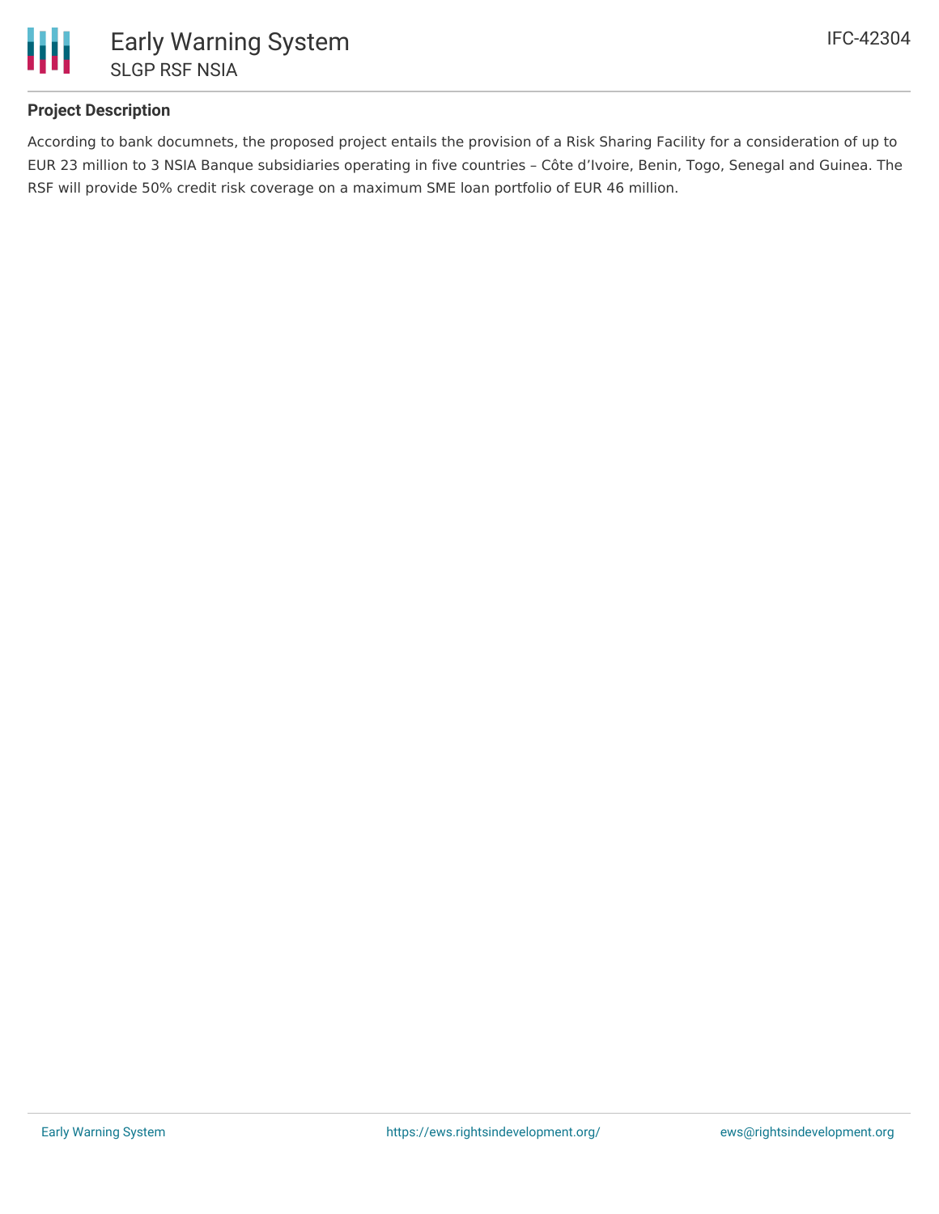## Project Description

According to bank documnets, the proposed project entails the provision of a Risk Sharing Facility for a consideration of up to EUR 23 million to 3 NSIA Banque subsidiaries operating in five countries – Côte d'Ivoire, Benin, Togo, Senegal and Guinea. The RSF will provide 50% credit risk coverage on a maximum SME loan portfolio of EUR 46 million.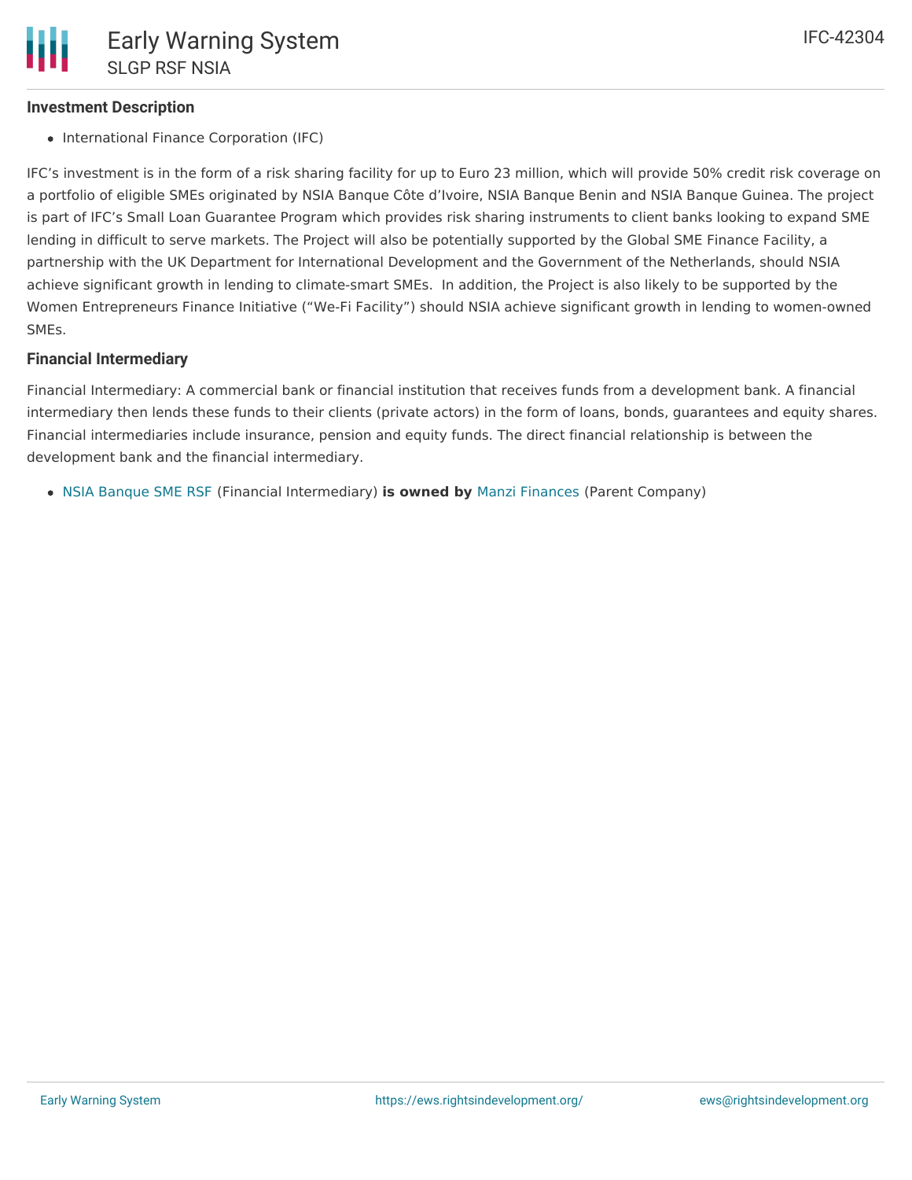### Investment Description

- International Finance Corporation (IFC)

IFC's investment is in the form of a risk sharing facility for up to Euro 23 million, which will provide 50% credit risk coverage on a portfolio of eligible SMEs originated by NSIA Banque Côte d'Ivoire, NSIA Banque Benin and NSIA Banque Guinea. The project is part of IFC's Small Loan Guarantee Program which provides risk sharing instruments to client banks looking to expand SME lending in difficult to serve markets. The Project will also be potentially supported by the Global SME Finance Facility, a partnership with the UK Department for International Development and the Government of the Netherlands, should NSIA achieve significant growth in lending to climate-smart SMEs.  In addition, the Project is also likely to be supported by the Women Entrepreneurs Finance Initiative ("We-Fi Facility") should NSIA achieve significant growth in lending to women-owned SMEs.

### Financial Intermediary

Financial Intermediary: A commercial bank or financial institution that receives funds from a development bank. A financial intermediary then lends these funds to their clients (private actors) in the form of loans, bonds, guarantees and equity shares. Financial intermediaries include insurance, pension and equity funds. The direct financial relationship is between the development bank and the financial intermediary.

- NSIA Banque SME RSF (Financial Intermediary) **is owned by** Manzi Finances (Parent Company)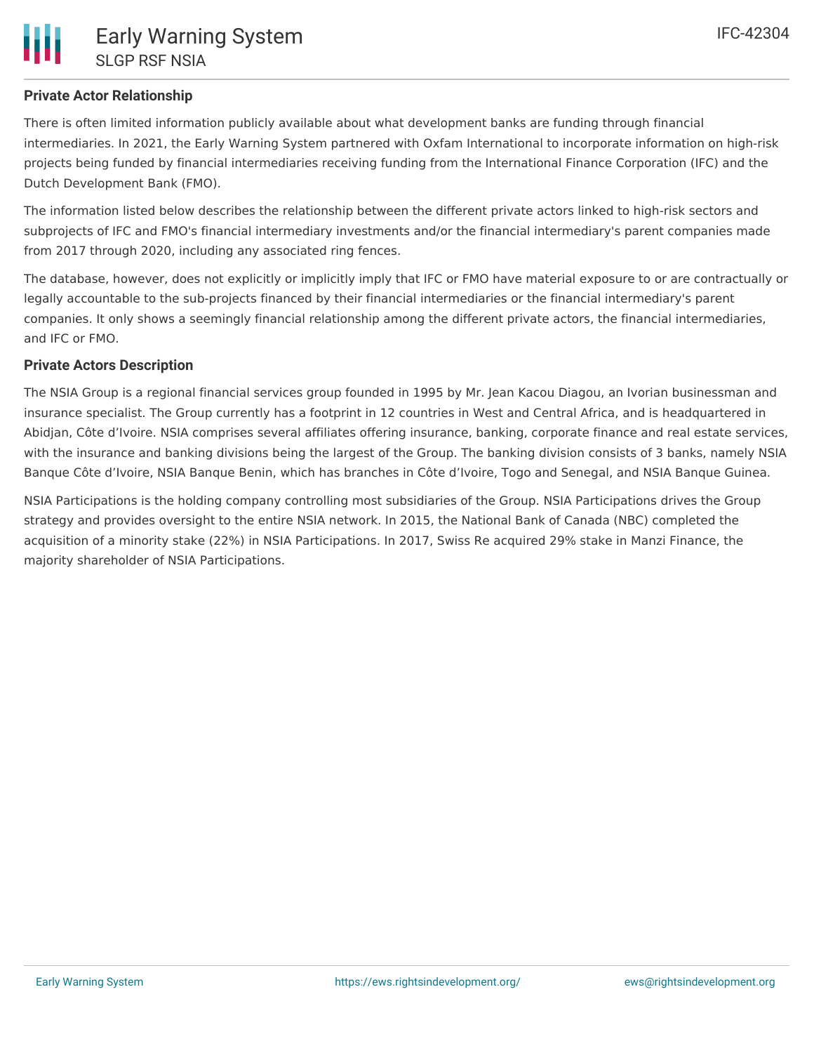## Private Actor Relationship

There is often limited information publicly available about what development banks are funding through financial intermediaries. In 2021, the Early Warning System partnered with Oxfam International to incorporate information on high-risk projects being funded by financial intermediaries receiving funding from the International Finance Corporation (IFC) and the Dutch Development Bank (FMO).

The information listed below describes the relationship between the different private actors linked to high-risk sectors and subprojects of IFC and FMO's financial intermediary investments and/or the financial intermediary's parent companies made from 2017 through 2020, including any associated ring fences.

The database, however, does not explicitly or implicitly imply that IFC or FMO have material exposure to or are contractually or legally accountable to the sub-projects financed by their financial intermediaries or the financial intermediary's parent companies. It only shows a seemingly financial relationship among the different private actors, the financial intermediaries, and IFC or FMO.

## Private Actors Description

The NSIA Group is a regional financial services group founded in 1995 by Mr. Jean Kacou Diagou, an Ivorian businessman and insurance specialist. The Group currently has a footprint in 12 countries in West and Central Africa, and is headquartered in Abidjan, Côte d'Ivoire. NSIA comprises several affiliates offering insurance, banking, corporate finance and real estate services, with the insurance and banking divisions being the largest of the Group. The banking division consists of 3 banks, namely NSIA Banque Côte d'Ivoire, NSIA Banque Benin, which has branches in Côte d'Ivoire, Togo and Senegal, and NSIA Banque Guinea.

NSIA Participations is the holding company controlling most subsidiaries of the Group. NSIA Participations drives the Group strategy and provides oversight to the entire NSIA network. In 2015, the National Bank of Canada (NBC) completed the acquisition of a minority stake (22%) in NSIA Participations. In 2017, Swiss Re acquired 29% stake in Manzi Finance, the majority shareholder of NSIA Participations.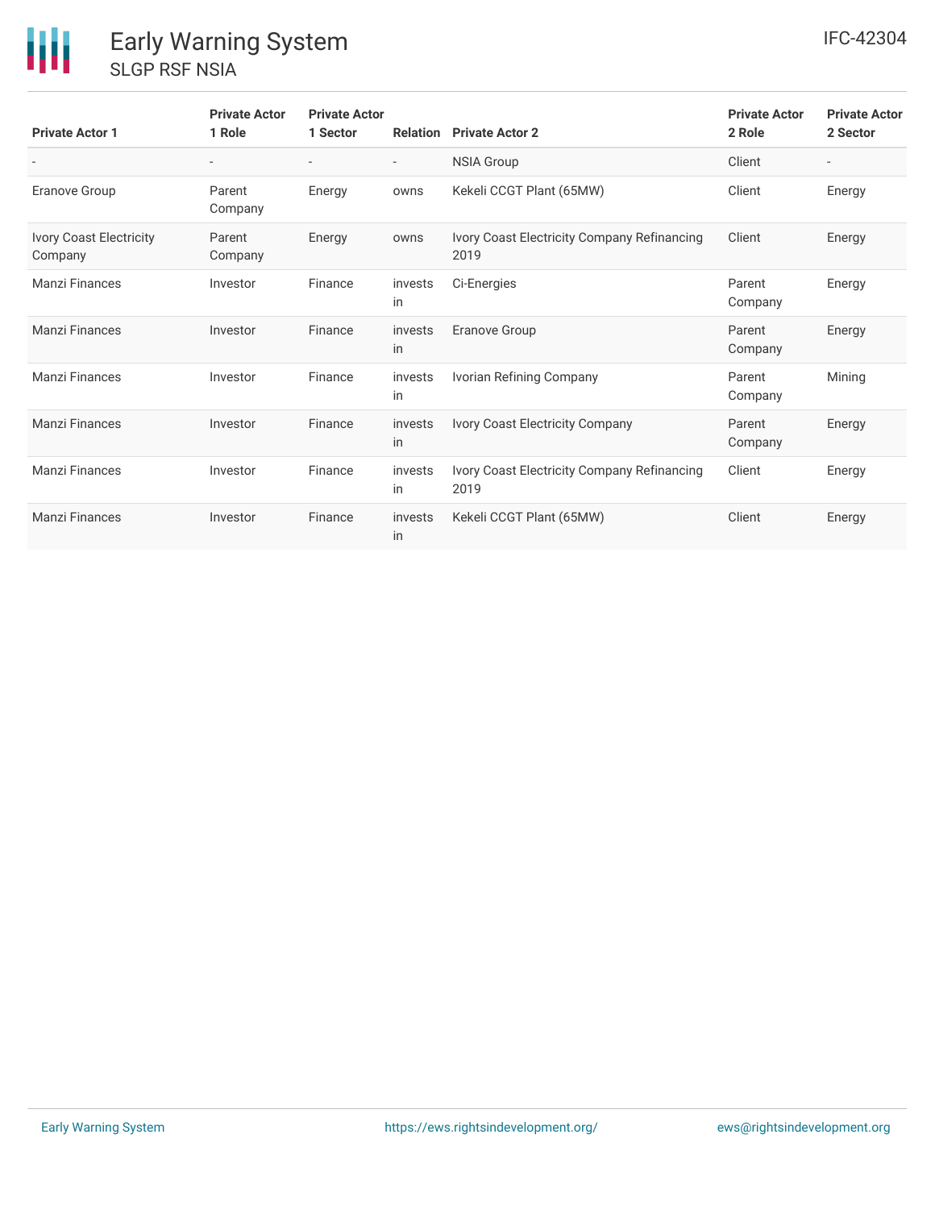| Private Actor 1 | Private Actor 1 Role | Private Actor 1 Sector | Relation | Private Actor 2 | Private Actor 2 Role | Private Actor 2 Sector |
| --- | --- | --- | --- | --- | --- | --- |
| - | - | - | - | NSIA Group | Client | - |
| Eranove Group | Parent Company | Energy | owns | Kekeli CCGT Plant (65MW) | Client | Energy |
| Ivory Coast Electricity Company | Parent Company | Energy | owns | Ivory Coast Electricity Company Refinancing 2019 | Client | Energy |
| Manzi Finances | Investor | Finance | invests in | Ci-Energies | Parent Company | Energy |
| Manzi Finances | Investor | Finance | invests in | Eranove Group | Parent Company | Energy |
| Manzi Finances | Investor | Finance | invests in | Ivorian Refining Company | Parent Company | Mining |
| Manzi Finances | Investor | Finance | invests in | Ivory Coast Electricity Company | Parent Company | Energy |
| Manzi Finances | Investor | Finance | invests in | Ivory Coast Electricity Company Refinancing 2019 | Client | Energy |
| Manzi Finances | Investor | Finance | invests in | Kekeli CCGT Plant (65MW) | Client | Energy |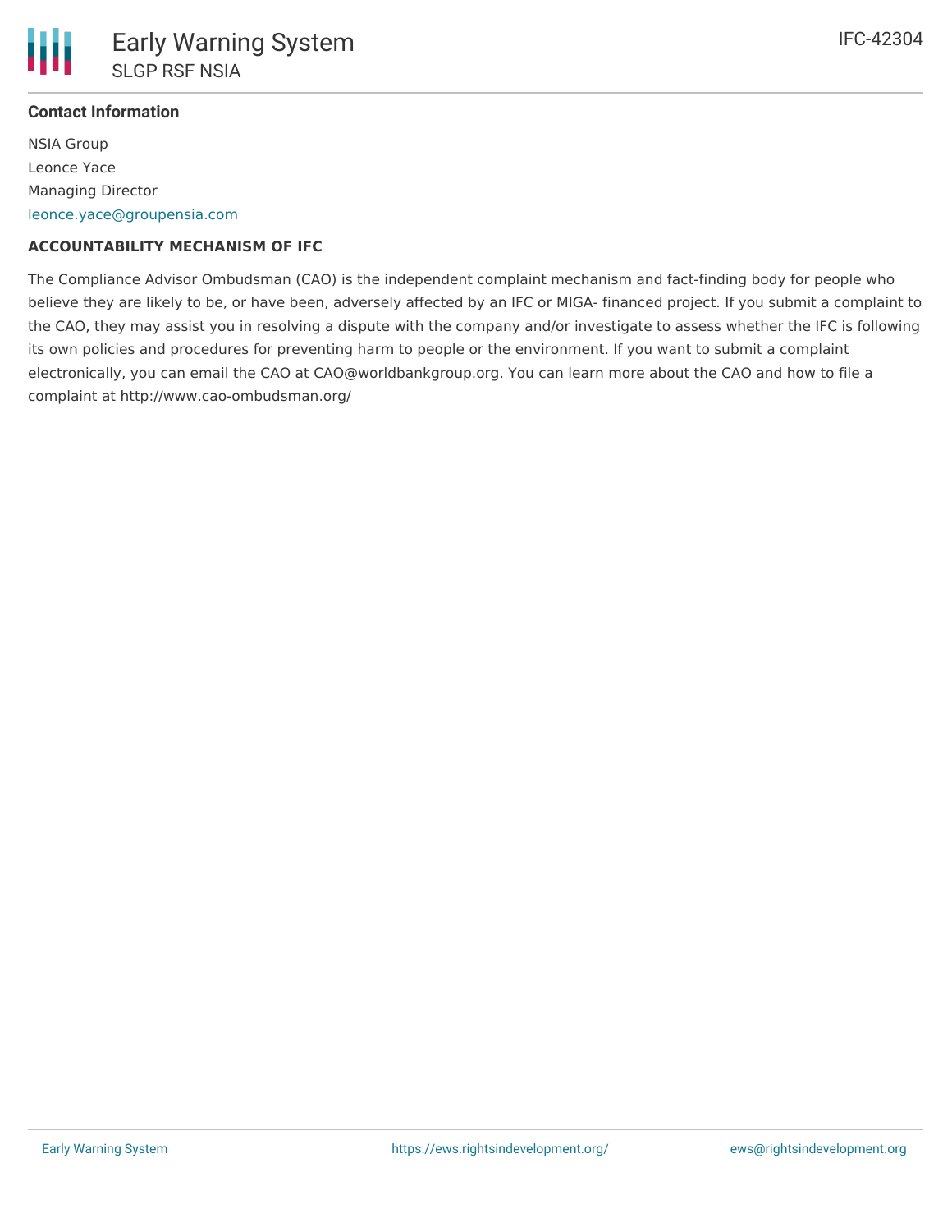**Contact Information**

NSIA Group
Leonce Yace
Managing Director
leonce.yace@groupensia.com

**ACCOUNTABILITY MECHANISM OF IFC**

The Compliance Advisor Ombudsman (CAO) is the independent complaint mechanism and fact-finding body for people who believe they are likely to be, or have been, adversely affected by an IFC or MIGA- financed project. If you submit a complaint to the CAO, they may assist you in resolving a dispute with the company and/or investigate to assess whether the IFC is following its own policies and procedures for preventing harm to people or the environment. If you want to submit a complaint electronically, you can email the CAO at CAO@worldbankgroup.org. You can learn more about the CAO and how to file a complaint at http://www.cao-ombudsman.org/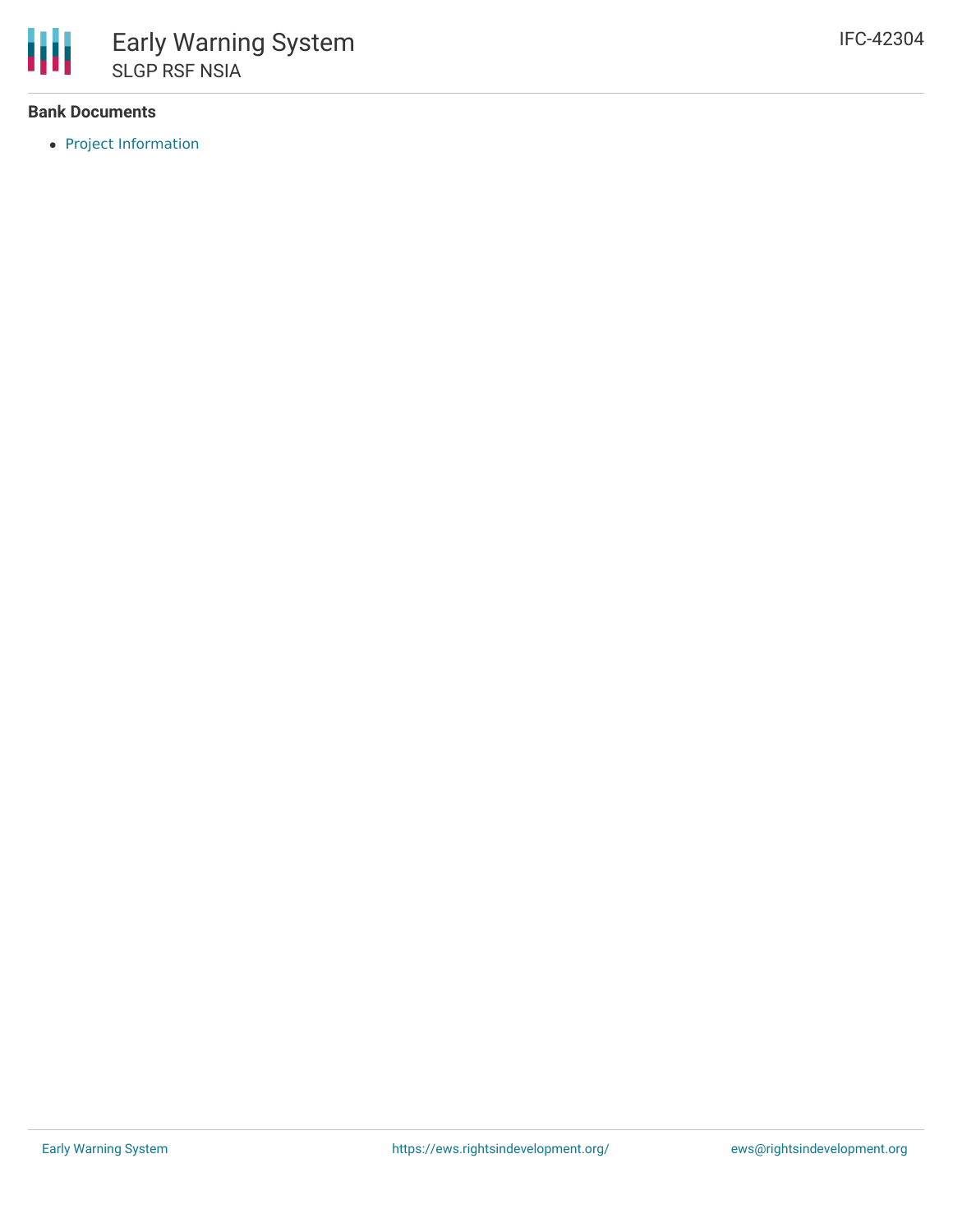**Bank Documents**

- Project Information